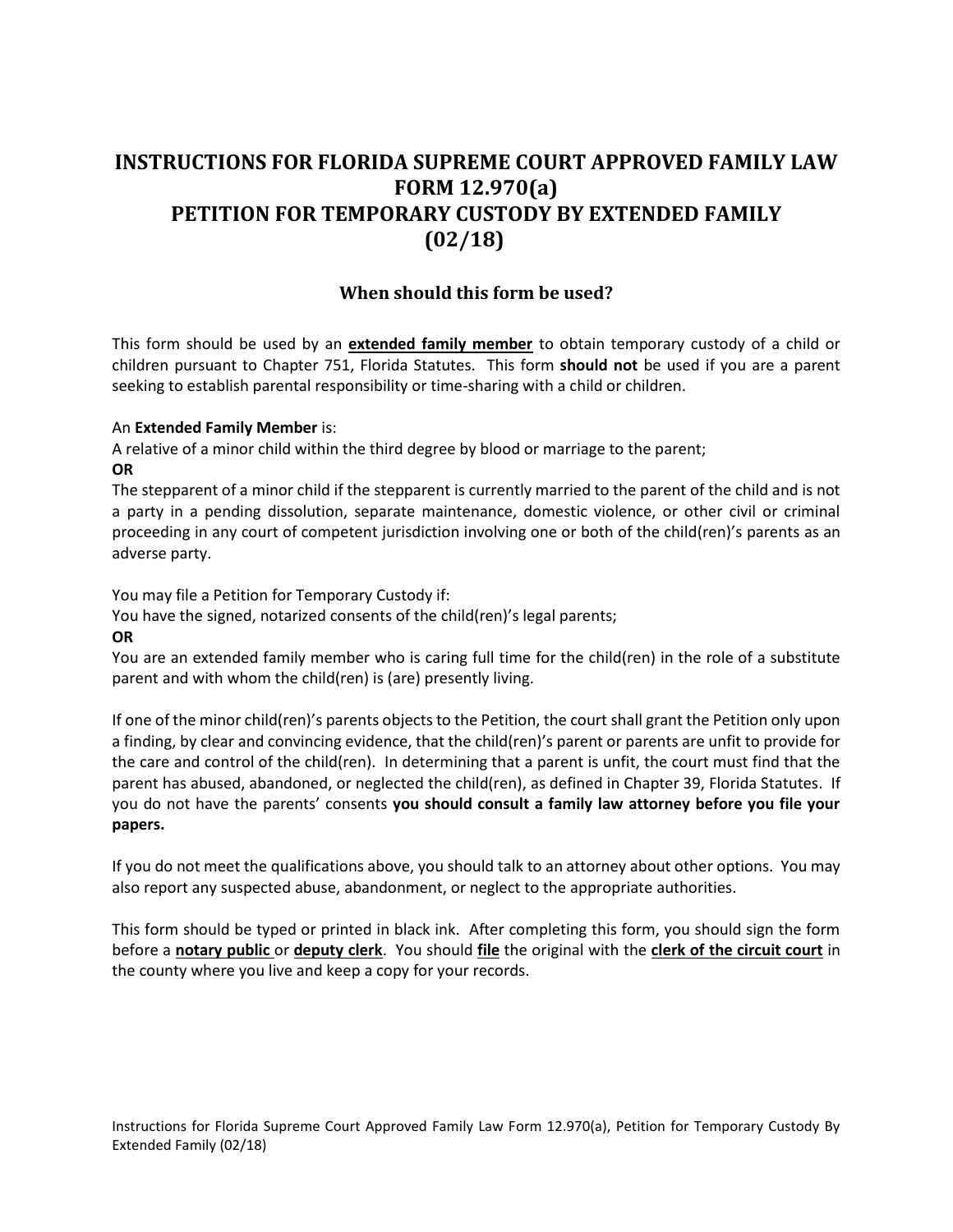# INSTRUCTIONS FOR FLORIDA SUPREME COURT APPROVED FAMILY LAW FORM 12.970(a)
# PETITION FOR TEMPORARY CUSTODY BY EXTENDED FAMILY (02/18)

## When should this form be used?

This form should be used by an **extended family member** to obtain temporary custody of a child or children pursuant to Chapter 751, Florida Statutes. This form **should not** be used if you are a parent seeking to establish parental responsibility or time-sharing with a child or children.

An **Extended Family Member** is:
A relative of a minor child within the third degree by blood or marriage to the parent;
**OR**
The stepparent of a minor child if the stepparent is currently married to the parent of the child and is not a party in a pending dissolution, separate maintenance, domestic violence, or other civil or criminal proceeding in any court of competent jurisdiction involving one or both of the child(ren)'s parents as an adverse party.

You may file a Petition for Temporary Custody if:
You have the signed, notarized consents of the child(ren)'s legal parents;
**OR**
You are an extended family member who is caring full time for the child(ren) in the role of a substitute parent and with whom the child(ren) is (are) presently living.

If one of the minor child(ren)'s parents objects to the Petition, the court shall grant the Petition only upon a finding, by clear and convincing evidence, that the child(ren)'s parent or parents are unfit to provide for the care and control of the child(ren). In determining that a parent is unfit, the court must find that the parent has abused, abandoned, or neglected the child(ren), as defined in Chapter 39, Florida Statutes. If you do not have the parents' consents **you should consult a family law attorney before you file your papers.**

If you do not meet the qualifications above, you should talk to an attorney about other options. You may also report any suspected abuse, abandonment, or neglect to the appropriate authorities.

This form should be typed or printed in black ink. After completing this form, you should sign the form before a **notary public** or **deputy clerk**. You should **file** the original with the **clerk of the circuit court** in the county where you live and keep a copy for your records.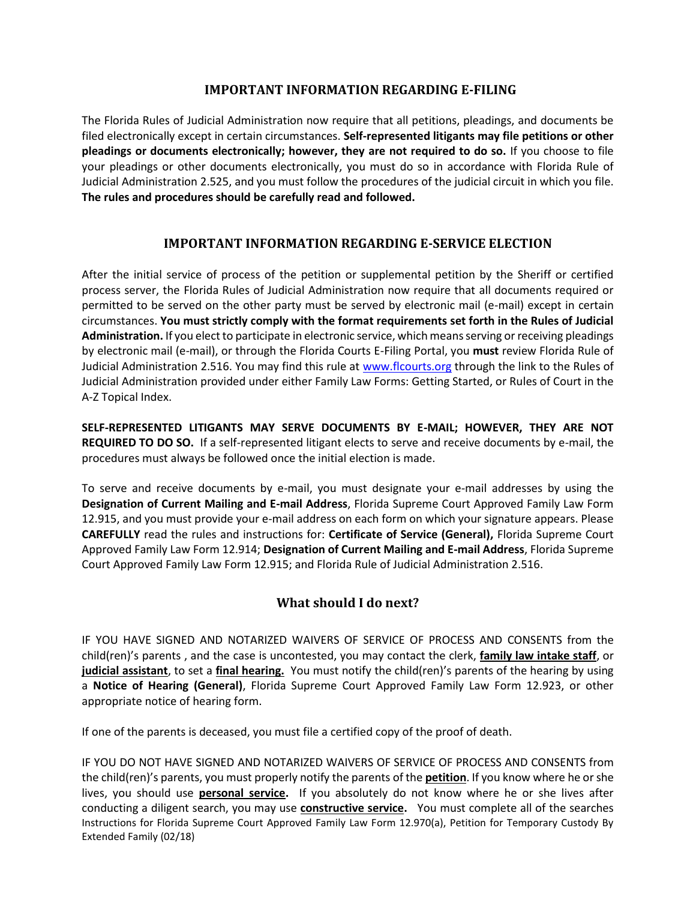## IMPORTANT INFORMATION REGARDING E-FILING

The Florida Rules of Judicial Administration now require that all petitions, pleadings, and documents be filed electronically except in certain circumstances. **Self-represented litigants may file petitions or other pleadings or documents electronically; however, they are not required to do so.** If you choose to file your pleadings or other documents electronically, you must do so in accordance with Florida Rule of Judicial Administration 2.525, and you must follow the procedures of the judicial circuit in which you file. **The rules and procedures should be carefully read and followed.**

## IMPORTANT INFORMATION REGARDING E-SERVICE ELECTION

After the initial service of process of the petition or supplemental petition by the Sheriff or certified process server, the Florida Rules of Judicial Administration now require that all documents required or permitted to be served on the other party must be served by electronic mail (e-mail) except in certain circumstances. **You must strictly comply with the format requirements set forth in the Rules of Judicial Administration.** If you elect to participate in electronic service, which means serving or receiving pleadings by electronic mail (e-mail), or through the Florida Courts E-Filing Portal, you **must** review Florida Rule of Judicial Administration 2.516. You may find this rule at www.flcourts.org through the link to the Rules of Judicial Administration provided under either Family Law Forms: Getting Started, or Rules of Court in the A-Z Topical Index.

**SELF-REPRESENTED LITIGANTS MAY SERVE DOCUMENTS BY E-MAIL; HOWEVER, THEY ARE NOT REQUIRED TO DO SO.** If a self-represented litigant elects to serve and receive documents by e-mail, the procedures must always be followed once the initial election is made.

To serve and receive documents by e-mail, you must designate your e-mail addresses by using the **Designation of Current Mailing and E-mail Address**, Florida Supreme Court Approved Family Law Form 12.915, and you must provide your e-mail address on each form on which your signature appears. Please **CAREFULLY** read the rules and instructions for: **Certificate of Service (General),** Florida Supreme Court Approved Family Law Form 12.914; **Designation of Current Mailing and E-mail Address**, Florida Supreme Court Approved Family Law Form 12.915; and Florida Rule of Judicial Administration 2.516.

## What should I do next?

IF YOU HAVE SIGNED AND NOTARIZED WAIVERS OF SERVICE OF PROCESS AND CONSENTS from the child(ren)'s parents , and the case is uncontested, you may contact the clerk, **family law intake staff**, or **judicial assistant**, to set a **final hearing.** You must notify the child(ren)'s parents of the hearing by using a **Notice of Hearing (General)**, Florida Supreme Court Approved Family Law Form 12.923, or other appropriate notice of hearing form.

If one of the parents is deceased, you must file a certified copy of the proof of death.

IF YOU DO NOT HAVE SIGNED AND NOTARIZED WAIVERS OF SERVICE OF PROCESS AND CONSENTS from the child(ren)'s parents, you must properly notify the parents of the **petition**. If you know where he or she lives, you should use **personal service.** If you absolutely do not know where he or she lives after conducting a diligent search, you may use **constructive service.** You must complete all of the searches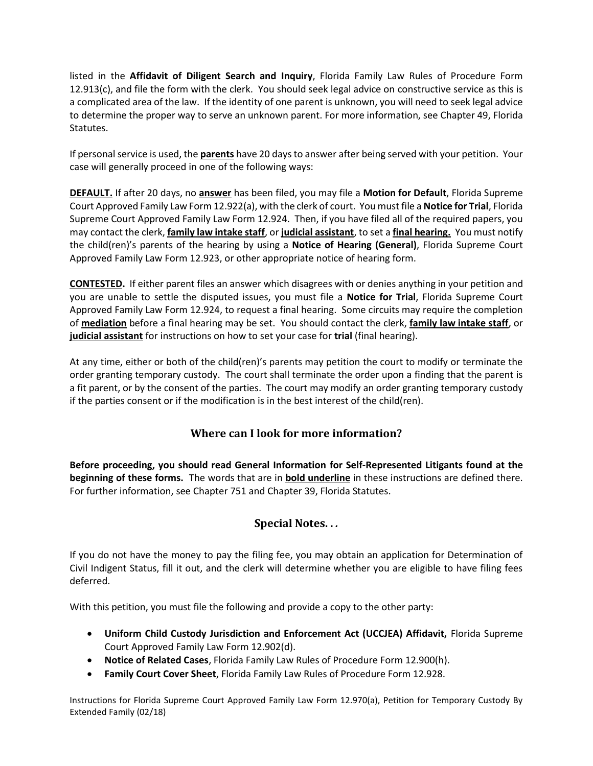listed in the **Affidavit of Diligent Search and Inquiry**, Florida Family Law Rules of Procedure Form 12.913(c), and file the form with the clerk. You should seek legal advice on constructive service as this is a complicated area of the law. If the identity of one parent is unknown, you will need to seek legal advice to determine the proper way to serve an unknown parent. For more information, see Chapter 49, Florida Statutes.

If personal service is used, the **parents** have 20 days to answer after being served with your petition. Your case will generally proceed in one of the following ways:

**DEFAULT.** If after 20 days, no **answer** has been filed, you may file a **Motion for Default**, Florida Supreme Court Approved Family Law Form 12.922(a), with the clerk of court. You must file a **Notice for Trial**, Florida Supreme Court Approved Family Law Form 12.924. Then, if you have filed all of the required papers, you may contact the clerk, **family law intake staff**, or **judicial assistant**, to set a **final hearing.** You must notify the child(ren)'s parents of the hearing by using a **Notice of Hearing (General)**, Florida Supreme Court Approved Family Law Form 12.923, or other appropriate notice of hearing form.

**CONTESTED.** If either parent files an answer which disagrees with or denies anything in your petition and you are unable to settle the disputed issues, you must file a **Notice for Trial**, Florida Supreme Court Approved Family Law Form 12.924, to request a final hearing. Some circuits may require the completion of **mediation** before a final hearing may be set. You should contact the clerk, **family law intake staff**, or **judicial assistant** for instructions on how to set your case for **trial** (final hearing).

At any time, either or both of the child(ren)'s parents may petition the court to modify or terminate the order granting temporary custody. The court shall terminate the order upon a finding that the parent is a fit parent, or by the consent of the parties. The court may modify an order granting temporary custody if the parties consent or if the modification is in the best interest of the child(ren).

## Where can I look for more information?

**Before proceeding, you should read General Information for Self-Represented Litigants found at the beginning of these forms.** The words that are in **bold underline** in these instructions are defined there. For further information, see Chapter 751 and Chapter 39, Florida Statutes.

## Special Notes. . .

If you do not have the money to pay the filing fee, you may obtain an application for Determination of Civil Indigent Status, fill it out, and the clerk will determine whether you are eligible to have filing fees deferred.

With this petition, you must file the following and provide a copy to the other party:

- **Uniform Child Custody Jurisdiction and Enforcement Act (UCCJEA) Affidavit,** Florida Supreme Court Approved Family Law Form 12.902(d).
- **Notice of Related Cases**, Florida Family Law Rules of Procedure Form 12.900(h).
- **Family Court Cover Sheet**, Florida Family Law Rules of Procedure Form 12.928.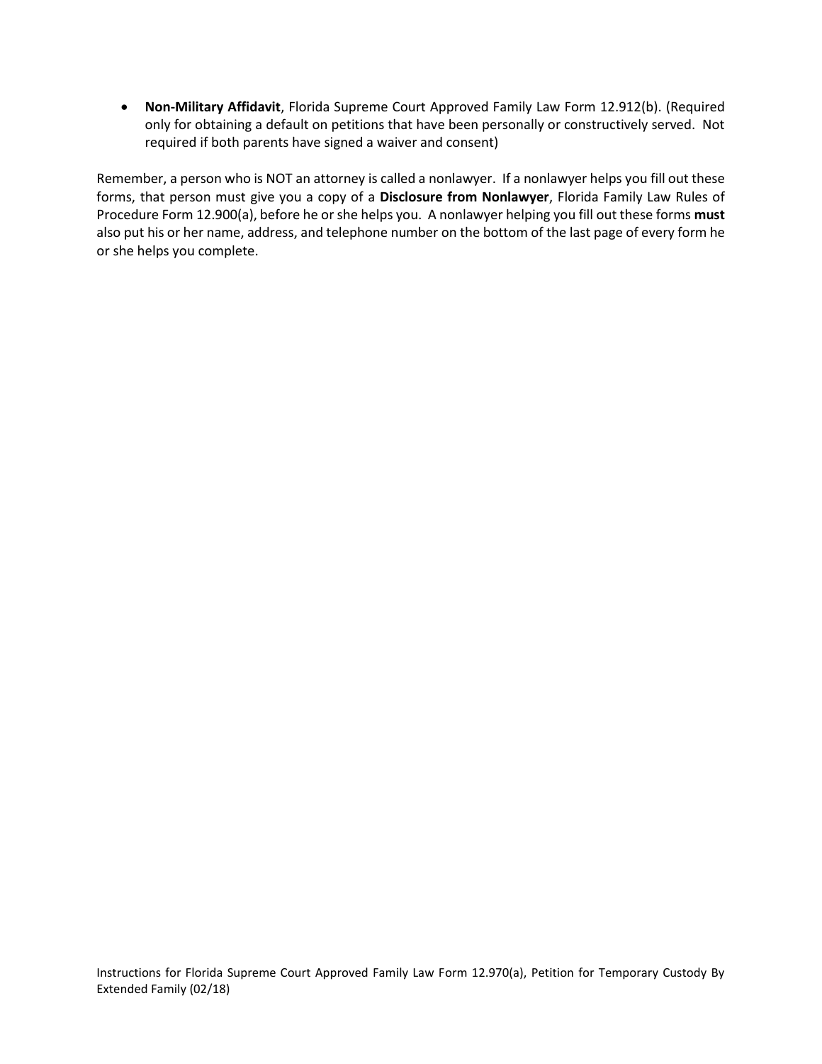- **Non-Military Affidavit**, Florida Supreme Court Approved Family Law Form 12.912(b). (Required only for obtaining a default on petitions that have been personally or constructively served. Not required if both parents have signed a waiver and consent)

Remember, a person who is NOT an attorney is called a nonlawyer. If a nonlawyer helps you fill out these forms, that person must give you a copy of a **Disclosure from Nonlawyer**, Florida Family Law Rules of Procedure Form 12.900(a), before he or she helps you. A nonlawyer helping you fill out these forms **must** also put his or her name, address, and telephone number on the bottom of the last page of every form he or she helps you complete.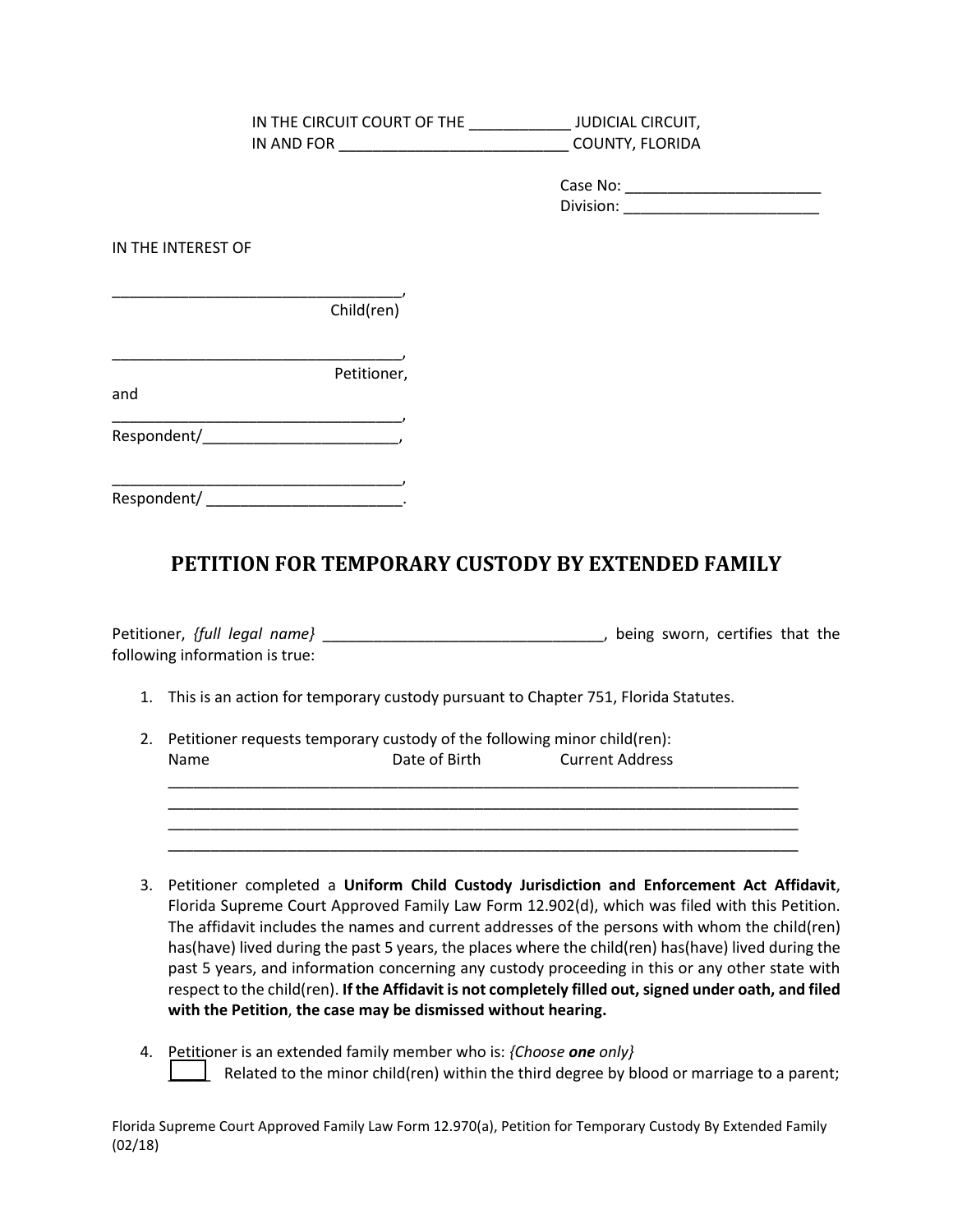IN THE CIRCUIT COURT OF THE ____________ JUDICIAL CIRCUIT,
IN AND FOR ___________________________ COUNTY, FLORIDA

Case No: _______________________
Division: _______________________

IN THE INTEREST OF

__________________________________,
Child(ren)

__________________________________,
Petitioner,

and

__________________________________,
Respondent/_______________________,

__________________________________,
Respondent/ _______________________.

## PETITION FOR TEMPORARY CUSTODY BY EXTENDED FAMILY

Petitioner, *{full legal name}* _________________________________, being sworn, certifies that the following information is true:

1. This is an action for temporary custody pursuant to Chapter 751, Florida Statutes.

2. Petitioner requests temporary custody of the following minor child(ren):
   Name                    Date of Birth          Current Address
   ___________________________________________________________________________
   ___________________________________________________________________________
   ___________________________________________________________________________
   ___________________________________________________________________________

3. Petitioner completed a **Uniform Child Custody Jurisdiction and Enforcement Act Affidavit**, Florida Supreme Court Approved Family Law Form 12.902(d), which was filed with this Petition. The affidavit includes the names and current addresses of the persons with whom the child(ren) has(have) lived during the past 5 years, the places where the child(ren) has(have) lived during the past 5 years, and information concerning any custody proceeding in this or any other state with respect to the child(ren). **If the Affidavit is not completely filled out, signed under oath, and filed with the Petition**, **the case may be dismissed without hearing.**

4. Petitioner is an extended family member who is: *{Choose **one** only}*
   ____ Related to the minor child(ren) within the third degree by blood or marriage to a parent;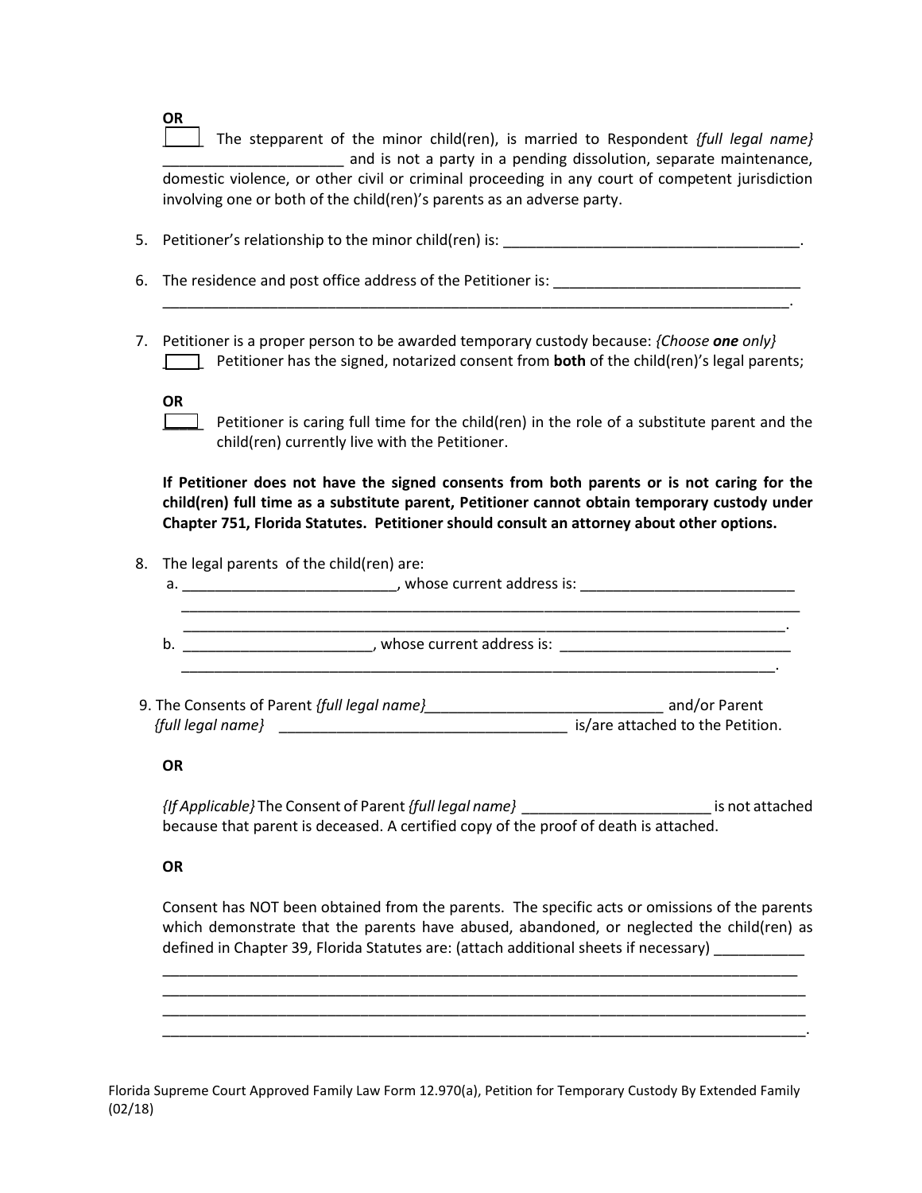**OR**

____ The stepparent of the minor child(ren), is married to Respondent *{full legal name}* ______________________ and is not a party in a pending dissolution, separate maintenance, domestic violence, or other civil or criminal proceeding in any court of competent jurisdiction involving one or both of the child(ren)'s parents as an adverse party.

5. Petitioner's relationship to the minor child(ren) is: _____________________________________.

6. The residence and post office address of the Petitioner is: ______________________________ _________________________________________________________________________________.

7. Petitioner is a proper person to be awarded temporary custody because: *{Choose **one** only}*

   ____ Petitioner has the signed, notarized consent from **both** of the child(ren)'s legal parents;

   **OR**

   ____ Petitioner is caring full time for the child(ren) in the role of a substitute parent and the child(ren) currently live with the Petitioner.

   **If Petitioner does not have the signed consents from both parents or is not caring for the child(ren) full time as a substitute parent, Petitioner cannot obtain temporary custody under Chapter 751, Florida Statutes. Petitioner should consult an attorney about other options.**

8. The legal parents of the child(ren) are:

   a. __________________________, whose current address is: __________________________ _________________________________________________________________________________ _______________________________________________________________________________.

   b. _______________________, whose current address is: _____________________________ ____________________________________________________________________________.

9. The Consents of Parent *{full legal name}*_____________________________ and/or Parent *{full legal name}* ___________________________________ is/are attached to the Petition.

   **OR**

   *{If Applicable}* The Consent of Parent *{full legal name}* _______________________ is not attached because that parent is deceased. A certified copy of the proof of death is attached.

   **OR**

   Consent has NOT been obtained from the parents. The specific acts or omissions of the parents which demonstrate that the parents have abused, abandoned, or neglected the child(ren) as defined in Chapter 39, Florida Statutes are: (attach additional sheets if necessary) ___________ _________________________________________________________________________________ _________________________________________________________________________________ _________________________________________________________________________________ _________________________________________________________________________________.

Florida Supreme Court Approved Family Law Form 12.970(a), Petition for Temporary Custody By Extended Family (02/18)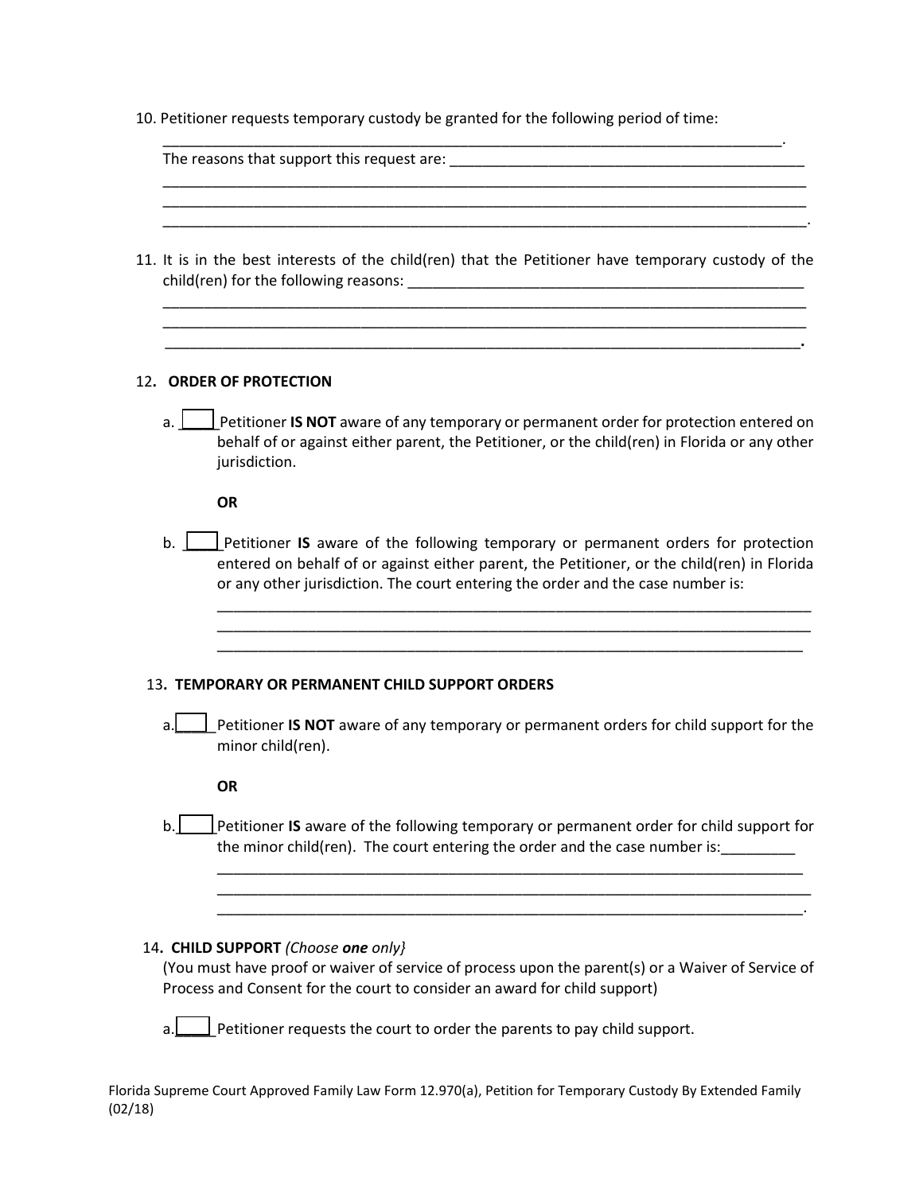10. Petitioner requests temporary custody be granted for the following period of time: \_\_\_\_\_\_\_\_\_\_\_\_\_\_\_\_\_\_\_\_\_\_\_\_\_\_\_\_\_\_\_\_\_\_\_\_\_\_\_\_\_\_\_\_\_\_\_\_\_\_\_\_\_\_\_\_\_\_\_\_\_\_\_\_\_\_\_\_\_\_\_\_\_\_\_\_\_\_.
    The reasons that support this request are: \_\_\_\_\_\_\_\_\_\_\_\_\_\_\_\_\_\_\_\_\_\_\_\_\_\_\_\_\_\_\_\_\_\_\_\_\_\_\_\_\_\_\_\_
    \_\_\_\_\_\_\_\_\_\_\_\_\_\_\_\_\_\_\_\_\_\_\_\_\_\_\_\_\_\_\_\_\_\_\_\_\_\_\_\_\_\_\_\_\_\_\_\_\_\_\_\_\_\_\_\_\_\_\_\_\_\_\_\_\_\_\_\_\_\_\_\_\_\_\_\_\_\_\_\_
    \_\_\_\_\_\_\_\_\_\_\_\_\_\_\_\_\_\_\_\_\_\_\_\_\_\_\_\_\_\_\_\_\_\_\_\_\_\_\_\_\_\_\_\_\_\_\_\_\_\_\_\_\_\_\_\_\_\_\_\_\_\_\_\_\_\_\_\_\_\_\_\_\_\_\_\_\_\_\_\_
    \_\_\_\_\_\_\_\_\_\_\_\_\_\_\_\_\_\_\_\_\_\_\_\_\_\_\_\_\_\_\_\_\_\_\_\_\_\_\_\_\_\_\_\_\_\_\_\_\_\_\_\_\_\_\_\_\_\_\_\_\_\_\_\_\_\_\_\_\_\_\_\_\_\_\_\_\_\_\_\_.

11. It is in the best interests of the child(ren) that the Petitioner have temporary custody of the child(ren) for the following reasons: \_\_\_\_\_\_\_\_\_\_\_\_\_\_\_\_\_\_\_\_\_\_\_\_\_\_\_\_\_\_\_\_\_\_\_\_\_\_\_\_\_\_\_\_\_\_\_\_\_\_
    \_\_\_\_\_\_\_\_\_\_\_\_\_\_\_\_\_\_\_\_\_\_\_\_\_\_\_\_\_\_\_\_\_\_\_\_\_\_\_\_\_\_\_\_\_\_\_\_\_\_\_\_\_\_\_\_\_\_\_\_\_\_\_\_\_\_\_\_\_\_\_\_\_\_\_\_\_\_\_\_
    \_\_\_\_\_\_\_\_\_\_\_\_\_\_\_\_\_\_\_\_\_\_\_\_\_\_\_\_\_\_\_\_\_\_\_\_\_\_\_\_\_\_\_\_\_\_\_\_\_\_\_\_\_\_\_\_\_\_\_\_\_\_\_\_\_\_\_\_\_\_\_\_\_\_\_\_\_\_\_\_
    \_\_\_\_\_\_\_\_\_\_\_\_\_\_\_\_\_\_\_\_\_\_\_\_\_\_\_\_\_\_\_\_\_\_\_\_\_\_\_\_\_\_\_\_\_\_\_\_\_\_\_\_\_\_\_\_\_\_\_\_\_\_\_\_\_\_\_\_\_\_\_\_\_\_\_\_\_\_\_\_.

12. **ORDER OF PROTECTION**

    a. \_\_\_\_ Petitioner **IS NOT** aware of any temporary or permanent order for protection entered on behalf of or against either parent, the Petitioner, or the child(ren) in Florida or any other jurisdiction.

    **OR**

    b. \_\_\_\_ Petitioner **IS** aware of the following temporary or permanent orders for protection entered on behalf of or against either parent, the Petitioner, or the child(ren) in Florida or any other jurisdiction. The court entering the order and the case number is:
    \_\_\_\_\_\_\_\_\_\_\_\_\_\_\_\_\_\_\_\_\_\_\_\_\_\_\_\_\_\_\_\_\_\_\_\_\_\_\_\_\_\_\_\_\_\_\_\_\_\_\_\_\_\_\_\_\_\_\_\_\_\_\_\_\_\_\_\_\_\_\_\_\_\_\_
    \_\_\_\_\_\_\_\_\_\_\_\_\_\_\_\_\_\_\_\_\_\_\_\_\_\_\_\_\_\_\_\_\_\_\_\_\_\_\_\_\_\_\_\_\_\_\_\_\_\_\_\_\_\_\_\_\_\_\_\_\_\_\_\_\_\_\_\_\_\_\_\_\_\_\_
    \_\_\_\_\_\_\_\_\_\_\_\_\_\_\_\_\_\_\_\_\_\_\_\_\_\_\_\_\_\_\_\_\_\_\_\_\_\_\_\_\_\_\_\_\_\_\_\_\_\_\_\_\_\_\_\_\_\_\_\_\_\_\_\_\_\_\_\_\_\_\_\_\_\_

13. **TEMPORARY OR PERMANENT CHILD SUPPORT ORDERS**

    a. \_\_\_\_ Petitioner **IS NOT** aware of any temporary or permanent orders for child support for the minor child(ren).

    **OR**

    b. \_\_\_\_ Petitioner **IS** aware of the following temporary or permanent order for child support for the minor child(ren). The court entering the order and the case number is: \_\_\_\_\_\_\_\_\_
    \_\_\_\_\_\_\_\_\_\_\_\_\_\_\_\_\_\_\_\_\_\_\_\_\_\_\_\_\_\_\_\_\_\_\_\_\_\_\_\_\_\_\_\_\_\_\_\_\_\_\_\_\_\_\_\_\_\_\_\_\_\_\_\_\_\_\_\_\_\_\_\_\_\_
    \_\_\_\_\_\_\_\_\_\_\_\_\_\_\_\_\_\_\_\_\_\_\_\_\_\_\_\_\_\_\_\_\_\_\_\_\_\_\_\_\_\_\_\_\_\_\_\_\_\_\_\_\_\_\_\_\_\_\_\_\_\_\_\_\_\_\_\_\_\_\_\_\_\_\_
    \_\_\_\_\_\_\_\_\_\_\_\_\_\_\_\_\_\_\_\_\_\_\_\_\_\_\_\_\_\_\_\_\_\_\_\_\_\_\_\_\_\_\_\_\_\_\_\_\_\_\_\_\_\_\_\_\_\_\_\_\_\_\_\_\_\_\_\_\_\_\_\_\_\_.

14. **CHILD SUPPORT** *(Choose **one** only}*
    (You must have proof or waiver of service of process upon the parent(s) or a Waiver of Service of Process and Consent for the court to consider an award for child support)

    a. \_\_\_\_ Petitioner requests the court to order the parents to pay child support.

Florida Supreme Court Approved Family Law Form 12.970(a), Petition for Temporary Custody By Extended Family (02/18)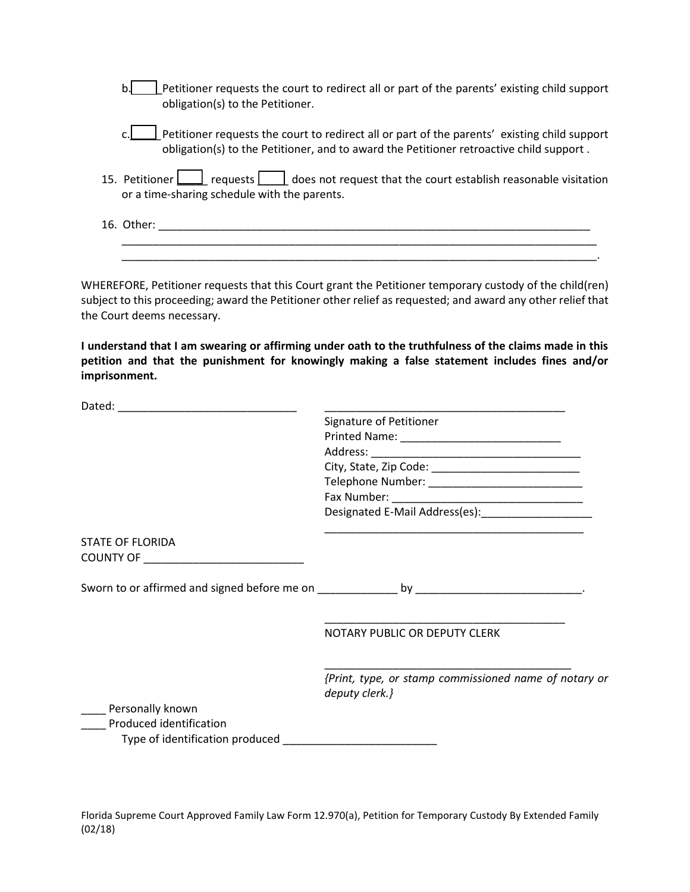b. ____ Petitioner requests the court to redirect all or part of the parents' existing child support obligation(s) to the Petitioner.

c. ____ Petitioner requests the court to redirect all or part of the parents' existing child support obligation(s) to the Petitioner, and to award the Petitioner retroactive child support .

15. Petitioner ____ requests ____ does not request that the court establish reasonable visitation or a time-sharing schedule with the parents.

16. Other: ___________________________________________________________________________
_____________________________________________________________________________________
_____________________________________________________________________________________.

WHEREFORE, Petitioner requests that this Court grant the Petitioner temporary custody of the child(ren) subject to this proceeding; award the Petitioner other relief as requested; and award any other relief that the Court deems necessary.

**I understand that I am swearing or affirming under oath to the truthfulness of the claims made in this petition and that the punishment for knowingly making a false statement includes fines and/or imprisonment.**

Dated: _____________________________

_________________________________________
Signature of Petitioner
Printed Name: __________________________
Address: ___________________________________
City, State, Zip Code: ________________________
Telephone Number: __________________________
Fax Number: _______________________________
Designated E-Mail Address(es):__________________
___________________________________________

STATE OF FLORIDA
COUNTY OF __________________________

Sworn to or affirmed and signed before me on _____________ by ___________________________.

_________________________________________
NOTARY PUBLIC OR DEPUTY CLERK

_________________________________________
*{Print, type, or stamp commissioned name of notary or deputy clerk.}*

____ Personally known
____ Produced identification
Type of identification produced _________________________

Florida Supreme Court Approved Family Law Form 12.970(a), Petition for Temporary Custody By Extended Family (02/18)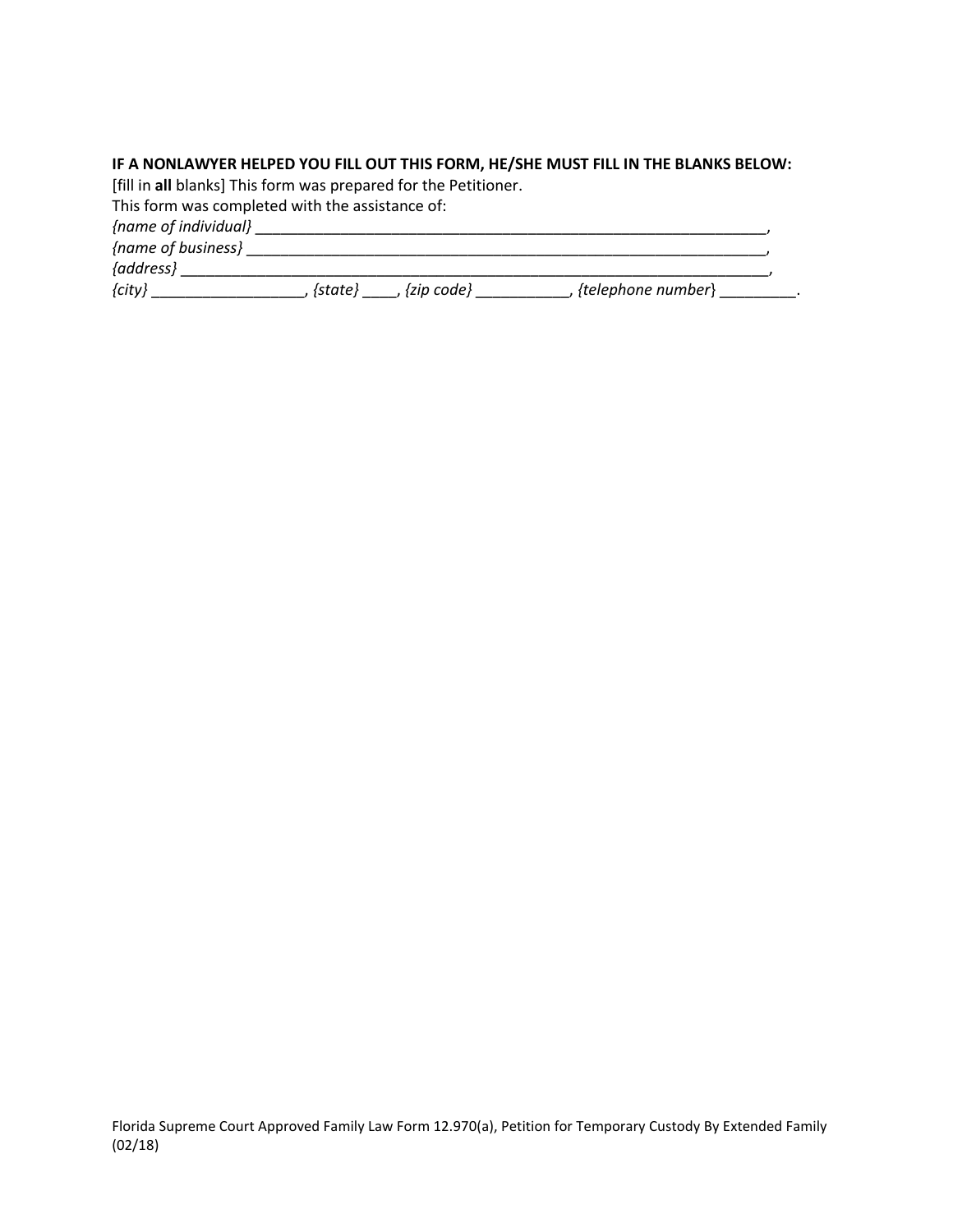**IF A NONLAWYER HELPED YOU FILL OUT THIS FORM, HE/SHE MUST FILL IN THE BLANKS BELOW:**

[fill in **all** blanks] This form was prepared for the Petitioner.

This form was completed with the assistance of:

*{name of individual}* _______________________________________________________________,

*{name of business}* ________________________________________________________________,

*{address}* ______________________________________________________________________,

*{city}* __________________, *{state}* ____, *{zip code}* ___________, *{telephone number}* _________.

Florida Supreme Court Approved Family Law Form 12.970(a), Petition for Temporary Custody By Extended Family (02/18)